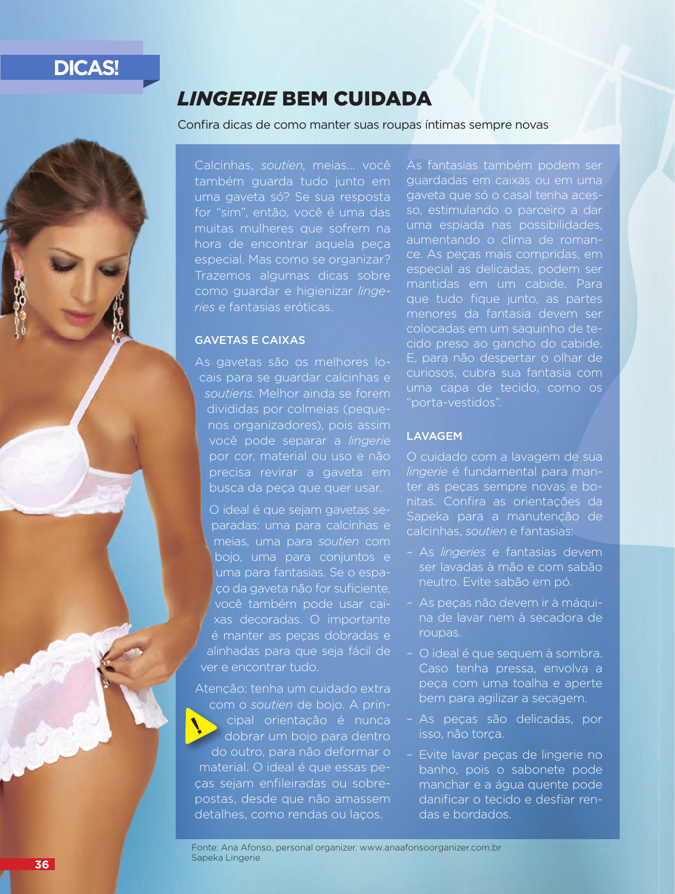DICAS!

# *LINGERIE* BEM CUIDADA

Confira dicas de como manter suas roupas íntimas sempre novas

Calcinhas, *soutien*, meias... você também guarda tudo junto em uma gaveta só? Se sua resposta for "sim", então, você é uma das muitas mulheres que sofrem na hora de encontrar aquela peça especial. Mas como se organizar? Trazemos algumas dicas sobre como guardar e higienizar *lingeries* e fantasias eróticas.

## GAVETAS E CAIXAS

As gavetas são os melhores locais para se guardar calcinhas e *soutiens*. Melhor ainda se forem divididas por colmeias (pequenos organizadores), pois assim você pode separar a *lingerie* por cor, material ou uso e não precisa revirar a gaveta em busca da peça que quer usar.

O ideal é que sejam gavetas separadas: uma para calcinhas e meias, uma para *soutien* com bojo, uma para conjuntos e uma para fantasias. Se o espaço da gaveta não for suficiente, você também pode usar caixas decoradas. O importante é manter as peças dobradas e alinhadas para que seja fácil de ver e encontrar tudo.

Atenção: tenha um cuidado extra com o *soutien* de bojo. A principal orientação é nunca dobrar um bojo para dentro do outro, para não deformar o material. O ideal é que essas peças sejam enfileiradas ou sobrepostas, desde que não amassem detalhes, como rendas ou laços.

As fantasias também podem ser guardadas em caixas ou em uma gaveta que só o casal tenha acesso, estimulando o parceiro a dar uma espiada nas possibilidades, aumentando o clima de romance. As peças mais compridas, em especial as delicadas, podem ser mantidas em um cabide. Para que tudo fique junto, as partes menores da fantasia devem ser colocadas em um saquinho de tecido preso ao gancho do cabide. E, para não despertar o olhar de curiosos, cubra sua fantasia com uma capa de tecido, como os "porta-vestidos".

## LAVAGEM

O cuidado com a lavagem de sua *lingerie* é fundamental para manter as peças sempre novas e bonitas. Confira as orientações da Sapeka para a manutenção de calcinhas, *soutien* e fantasias:

- As *lingeries* e fantasias devem ser lavadas à mão e com sabão neutro. Evite sabão em pó.
- As peças não devem ir à máquina de lavar nem à secadora de roupas.
- O ideal é que sequem à sombra. Caso tenha pressa, envolva a peça com uma toalha e aperte bem para agilizar a secagem.
- As peças são delicadas, por isso, não torça.
- Evite lavar peças de lingerie no banho, pois o sabonete pode manchar e a água quente pode danificar o tecido e desfiar rendas e bordados.

Fonte: Ana Afonso, personal organizer. www.anaafonsoorganizer.com.br
Sapeka Lingerie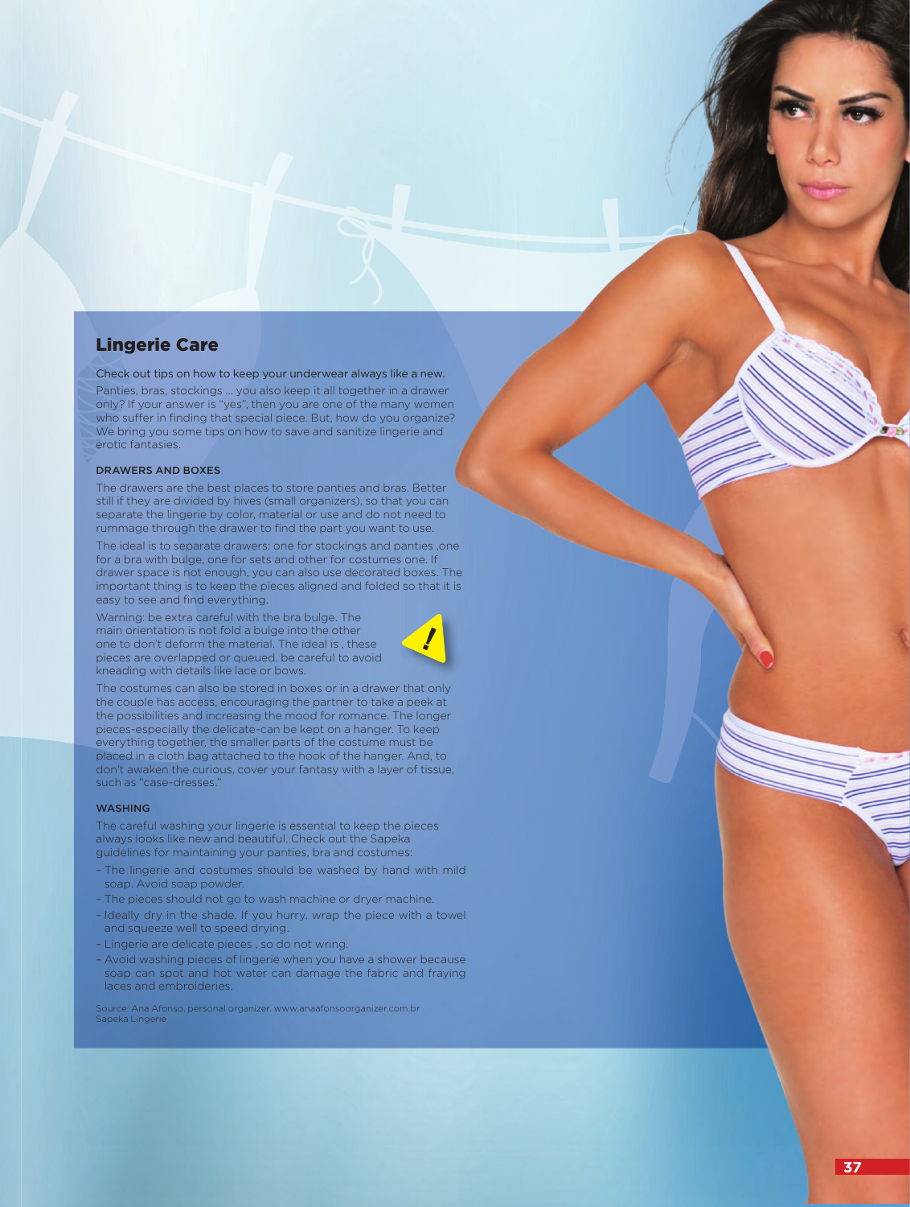## Lingerie Care

Check out tips on how to keep your underwear always like a new.

Panties, bras, stockings ... you also keep it all together in a drawer only? If your answer is "yes", then you are one of the many women who suffer in finding that special piece. But, how do you organize? We bring you some tips on how to save and sanitize lingerie and erotic fantasies.

### DRAWERS AND BOXES

The drawers are the best places to store panties and bras. Better still if they are divided by hives (small organizers), so that you can separate the lingerie by color, material or use and do not need to rummage through the drawer to find the part you want to use.

The ideal is to separate drawers: one for stockings and panties ,one for a bra with bulge, one for sets and other for costumes one. If drawer space is not enough, you can also use decorated boxes. The important thing is to keep the pieces aligned and folded so that it is easy to see and find everything.

Warning: be extra careful with the bra bulge. The main orientation is not fold a bulge into the other one to don't deform the material. The ideal is , these pieces are overlapped or queued, be careful to avoid kneading with details like lace or bows.

The costumes can also be stored in boxes or in a drawer that only the couple has access, encouraging the partner to take a peek at the possibilities and increasing the mood for romance. The longer pieces-especially the delicate-can be kept on a hanger. To keep everything together, the smaller parts of the costume must be placed in a cloth bag attached to the hook of the hanger. And, to don't awaken the curious, cover your fantasy with a layer of tissue, such as "case-dresses."

### WASHING

The careful washing your lingerie is essential to keep the pieces always looks like new and beautiful. Check out the Sapeka guidelines for maintaining your panties, bra and costumes:

- The lingerie and costumes should be washed by hand with mild soap. Avoid soap powder.
- The pieces should not go to wash machine or dryer machine.
- Ideally dry in the shade. If you hurry, wrap the piece with a towel and squeeze well to speed drying.
- Lingerie are delicate pieces , so do not wring.
- Avoid washing pieces of lingerie when you have a shower because soap can spot and hot water can damage the fabric and fraying laces and embroideries.

Source: Ana Afonso, personal organizer. www.anaafonsoorganizer.com.br
Sapeka Lingerie